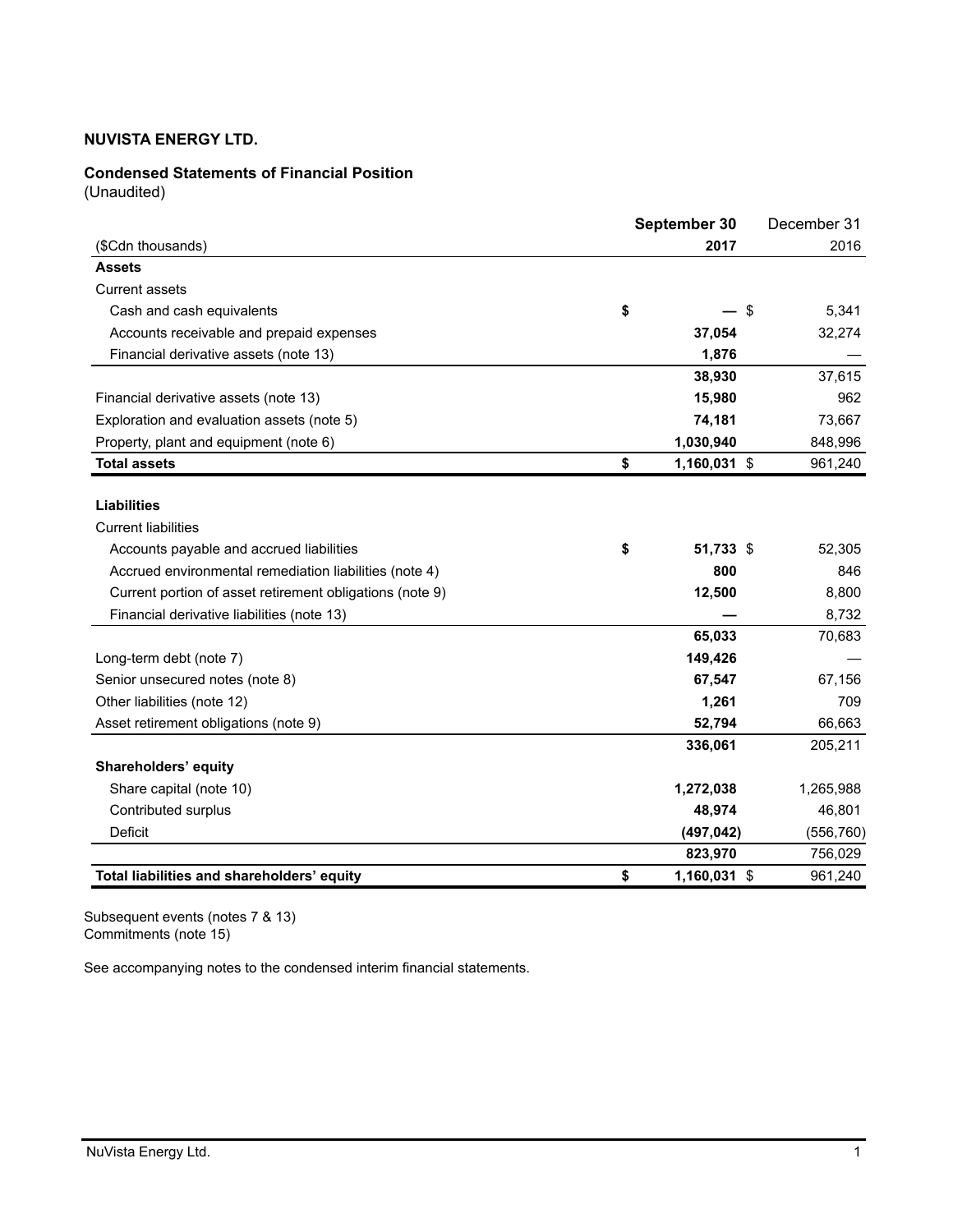**NUVISTA ENERGY LTD.**

**Condensed Statements of Financial Position**
(Unaudited)

| ($Cdn thousands) | September 30 2017 | December 31 2016 |
|---|---|---|
| **Assets** | | |
| Current assets | | |
| Cash and cash equivalents | $ — | $ 5,341 |
| Accounts receivable and prepaid expenses | 37,054 | 32,274 |
| Financial derivative assets (note 13) | 1,876 | — |
| | 38,930 | 37,615 |
| Financial derivative assets (note 13) | 15,980 | 962 |
| Exploration and evaluation assets (note 5) | 74,181 | 73,667 |
| Property, plant and equipment (note 6) | 1,030,940 | 848,996 |
| **Total assets** | $ 1,160,031 | $ 961,240 |
| **Liabilities** | | |
| Current liabilities | | |
| Accounts payable and accrued liabilities | $ 51,733 | $ 52,305 |
| Accrued environmental remediation liabilities (note 4) | 800 | 846 |
| Current portion of asset retirement obligations (note 9) | 12,500 | 8,800 |
| Financial derivative liabilities (note 13) | — | 8,732 |
| | 65,033 | 70,683 |
| Long-term debt (note 7) | 149,426 | — |
| Senior unsecured notes (note 8) | 67,547 | 67,156 |
| Other liabilities (note 12) | 1,261 | 709 |
| Asset retirement obligations (note 9) | 52,794 | 66,663 |
| | 336,061 | 205,211 |
| **Shareholders' equity** | | |
| Share capital (note 10) | 1,272,038 | 1,265,988 |
| Contributed surplus | 48,974 | 46,801 |
| Deficit | (497,042) | (556,760) |
| | 823,970 | 756,029 |
| **Total liabilities and shareholders' equity** | $ 1,160,031 | $ 961,240 |

Subsequent events (notes 7 & 13)
Commitments (note 15)

See accompanying notes to the condensed interim financial statements.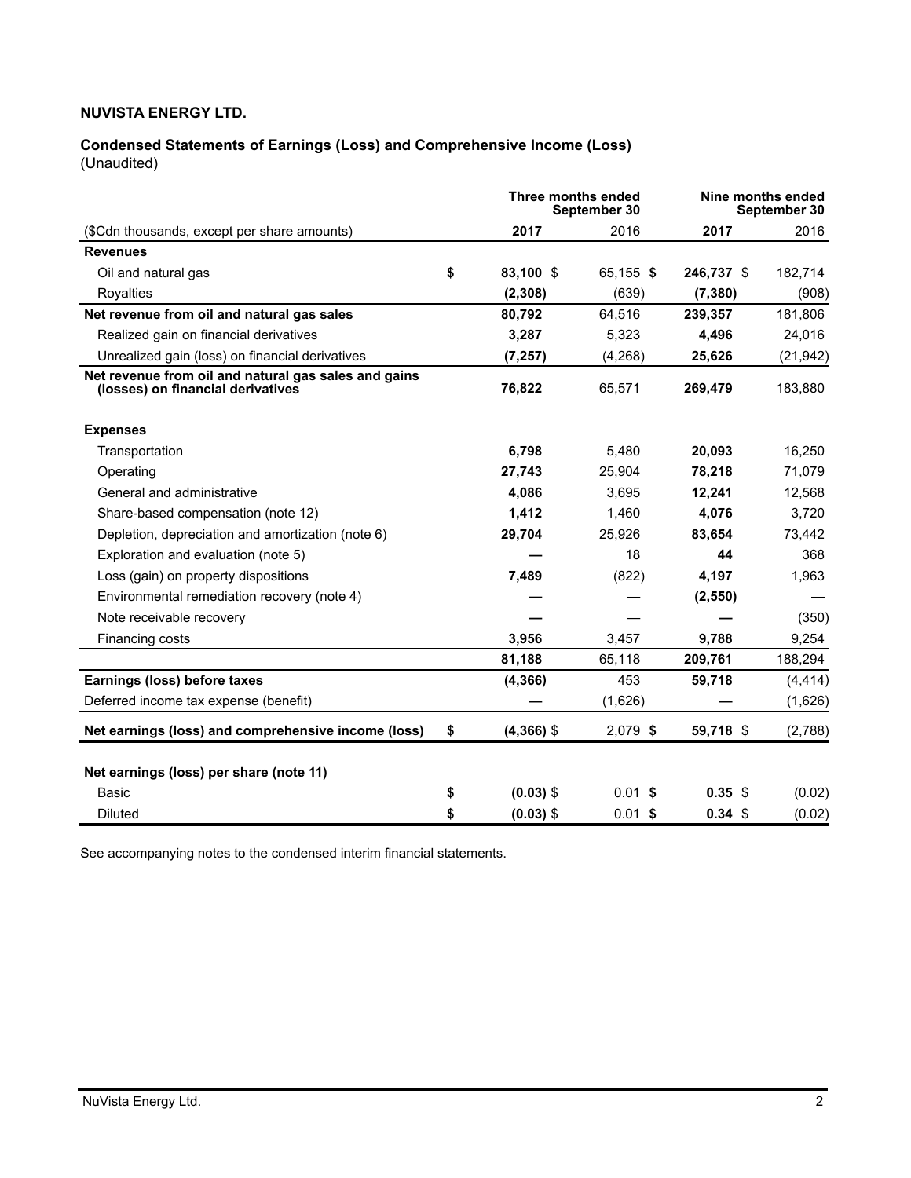**NUVISTA ENERGY LTD.**

**Condensed Statements of Earnings (Loss) and Comprehensive Income (Loss)**
(Unaudited)

| | Three months ended September 30 | | Nine months ended September 30 | |
|---|---|---|---|---|
| ($Cdn thousands, except per share amounts) | **2017** | 2016 | **2017** | 2016 |
| **Revenues** | | | | |
| Oil and natural gas | **$ 83,100** | $ 65,155 | **$ 246,737** | $ 182,714 |
| Royalties | **(2,308)** | (639) | **(7,380)** | (908) |
| **Net revenue from oil and natural gas sales** | **80,792** | 64,516 | **239,357** | 181,806 |
| Realized gain on financial derivatives | **3,287** | 5,323 | **4,496** | 24,016 |
| Unrealized gain (loss) on financial derivatives | **(7,257)** | (4,268) | **25,626** | (21,942) |
| **Net revenue from oil and natural gas sales and gains (losses) on financial derivatives** | **76,822** | 65,571 | **269,479** | 183,880 |
| **Expenses** | | | | |
| Transportation | **6,798** | 5,480 | **20,093** | 16,250 |
| Operating | **27,743** | 25,904 | **78,218** | 71,079 |
| General and administrative | **4,086** | 3,695 | **12,241** | 12,568 |
| Share-based compensation (note 12) | **1,412** | 1,460 | **4,076** | 3,720 |
| Depletion, depreciation and amortization (note 6) | **29,704** | 25,926 | **83,654** | 73,442 |
| Exploration and evaluation (note 5) | **—** | 18 | **44** | 368 |
| Loss (gain) on property dispositions | **7,489** | (822) | **4,197** | 1,963 |
| Environmental remediation recovery (note 4) | **—** | — | **(2,550)** | — |
| Note receivable recovery | **—** | — | **—** | (350) |
| Financing costs | **3,956** | 3,457 | **9,788** | 9,254 |
| | **81,188** | 65,118 | **209,761** | 188,294 |
| **Earnings (loss) before taxes** | **(4,366)** | 453 | **59,718** | (4,414) |
| Deferred income tax expense (benefit) | **—** | (1,626) | **—** | (1,626) |
| **Net earnings (loss) and comprehensive income (loss)** | **$ (4,366)** | $ 2,079 | **$ 59,718** | $ (2,788) |
| **Net earnings (loss) per share (note 11)** | | | | |
| Basic | **$ (0.03)** | $ 0.01 | **$ 0.35** | $ (0.02) |
| Diluted | **$ (0.03)** | $ 0.01 | **$ 0.34** | $ (0.02) |

See accompanying notes to the condensed interim financial statements.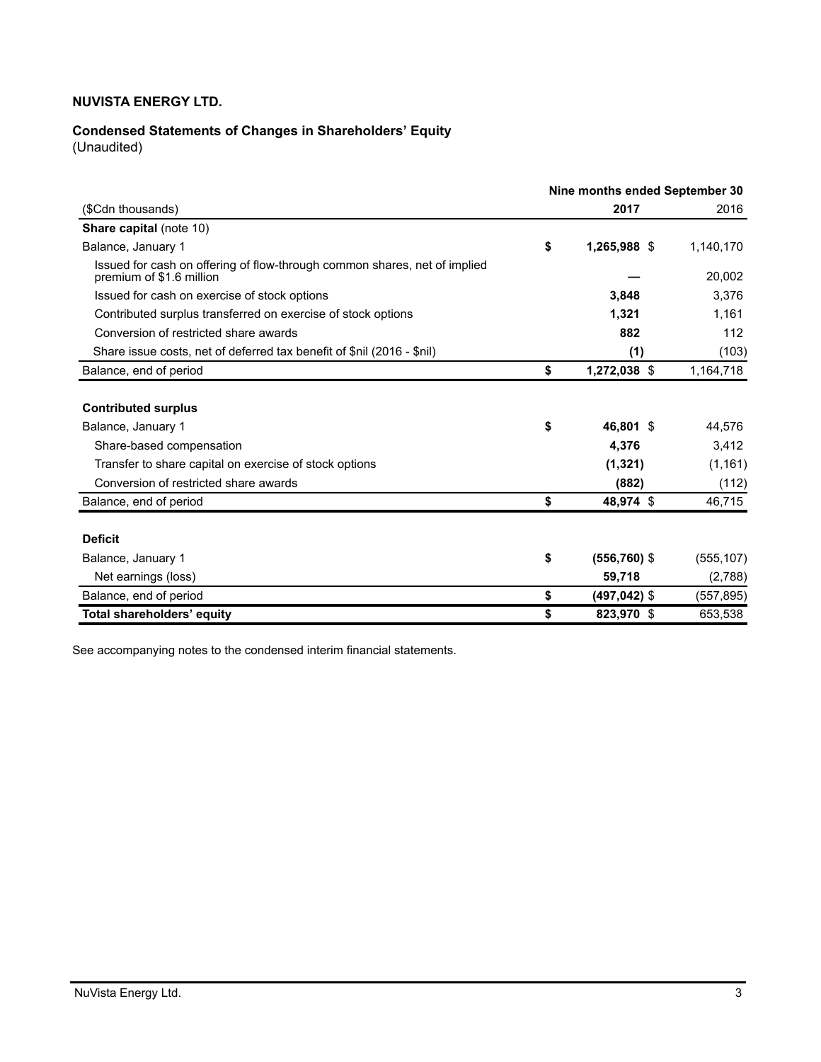**NUVISTA ENERGY LTD.**

**Condensed Statements of Changes in Shareholders' Equity**
(Unaudited)

| | Nine months ended September 30 | |
|---|---|---|
| ($Cdn thousands) | **2017** | 2016 |
| **Share capital** (note 10) | | |
| Balance, January 1 | **$ 1,265,988** | $ 1,140,170 |
| Issued for cash on offering of flow-through common shares, net of implied premium of $1.6 million | **—** | 20,002 |
| Issued for cash on exercise of stock options | **3,848** | 3,376 |
| Contributed surplus transferred on exercise of stock options | **1,321** | 1,161 |
| Conversion of restricted share awards | **882** | 112 |
| Share issue costs, net of deferred tax benefit of $nil (2016 - $nil) | **(1)** | (103) |
| Balance, end of period | **$ 1,272,038** | $ 1,164,718 |
| | | |
| **Contributed surplus** | | |
| Balance, January 1 | **$ 46,801** | $ 44,576 |
| Share-based compensation | **4,376** | 3,412 |
| Transfer to share capital on exercise of stock options | **(1,321)** | (1,161) |
| Conversion of restricted share awards | **(882)** | (112) |
| Balance, end of period | **$ 48,974** | $ 46,715 |
| | | |
| **Deficit** | | |
| Balance, January 1 | **$ (556,760)** | $ (555,107) |
| Net earnings (loss) | **59,718** | (2,788) |
| Balance, end of period | **$ (497,042)** | $ (557,895) |
| **Total shareholders' equity** | **$ 823,970** | $ 653,538 |

See accompanying notes to the condensed interim financial statements.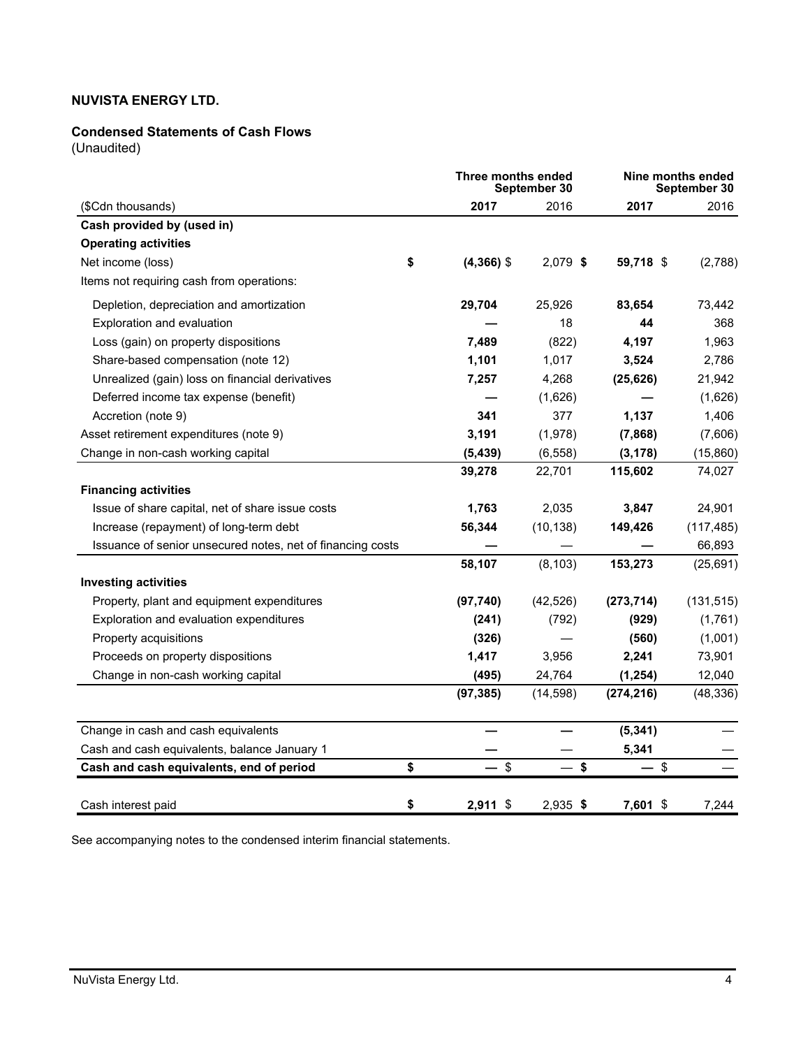**NUVISTA ENERGY LTD.**

**Condensed Statements of Cash Flows**
(Unaudited)

| | Three months ended September 30 | | Nine months ended September 30 | |
|---|---|---|---|---|
| ($Cdn thousands) | **2017** | 2016 | **2017** | 2016 |
| **Cash provided by (used in)** | | | | |
| **Operating activities** | | | | |
| Net income (loss) | **$ (4,366)** | $ 2,079 | **$ 59,718** | $ (2,788) |
| Items not requiring cash from operations: | | | | |
| Depletion, depreciation and amortization | **29,704** | 25,926 | **83,654** | 73,442 |
| Exploration and evaluation | **—** | 18 | **44** | 368 |
| Loss (gain) on property dispositions | **7,489** | (822) | **4,197** | 1,963 |
| Share-based compensation (note 12) | **1,101** | 1,017 | **3,524** | 2,786 |
| Unrealized (gain) loss on financial derivatives | **7,257** | 4,268 | **(25,626)** | 21,942 |
| Deferred income tax expense (benefit) | **—** | (1,626) | **—** | (1,626) |
| Accretion (note 9) | **341** | 377 | **1,137** | 1,406 |
| Asset retirement expenditures (note 9) | **3,191** | (1,978) | **(7,868)** | (7,606) |
| Change in non-cash working capital | **(5,439)** | (6,558) | **(3,178)** | (15,860) |
| | **39,278** | 22,701 | **115,602** | 74,027 |
| **Financing activities** | | | | |
| Issue of share capital, net of share issue costs | **1,763** | 2,035 | **3,847** | 24,901 |
| Increase (repayment) of long-term debt | **56,344** | (10,138) | **149,426** | (117,485) |
| Issuance of senior unsecured notes, net of financing costs | **—** | — | **—** | 66,893 |
| | **58,107** | (8,103) | **153,273** | (25,691) |
| **Investing activities** | | | | |
| Property, plant and equipment expenditures | **(97,740)** | (42,526) | **(273,714)** | (131,515) |
| Exploration and evaluation expenditures | **(241)** | (792) | **(929)** | (1,761) |
| Property acquisitions | **(326)** | — | **(560)** | (1,001) |
| Proceeds on property dispositions | **1,417** | 3,956 | **2,241** | 73,901 |
| Change in non-cash working capital | **(495)** | 24,764 | **(1,254)** | 12,040 |
| | **(97,385)** | (14,598) | **(274,216)** | (48,336) |
| Change in cash and cash equivalents | **—** | — | **(5,341)** | — |
| Cash and cash equivalents, balance January 1 | **—** | — | **5,341** | — |
| **Cash and cash equivalents, end of period** | **$ —** | $ — | **$ —** | $ — |
| Cash interest paid | **$ 2,911** | $ 2,935 | **$ 7,601** | $ 7,244 |

See accompanying notes to the condensed interim financial statements.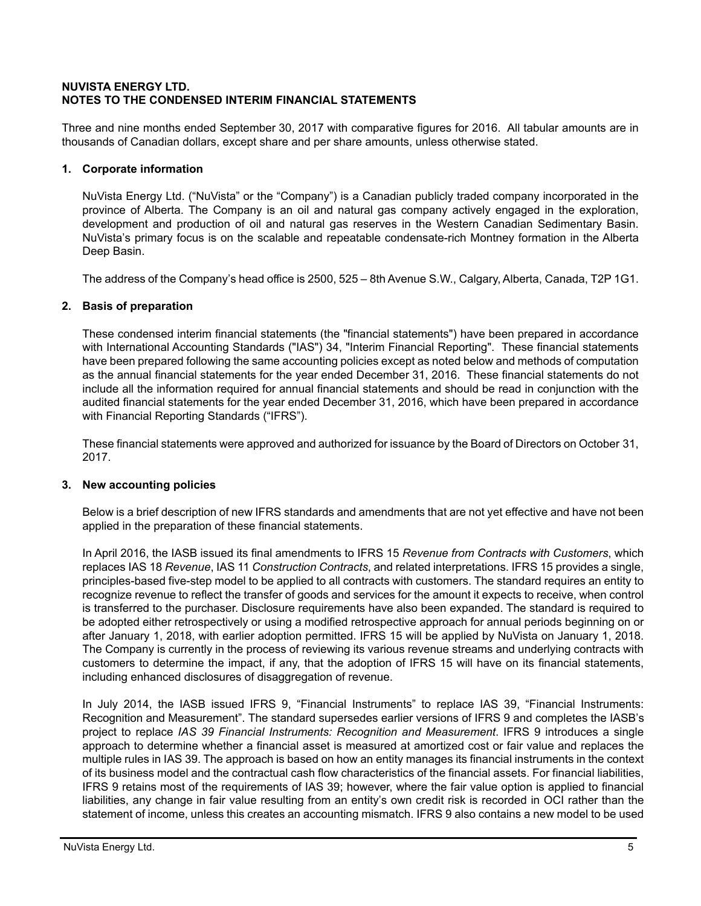**NUVISTA ENERGY LTD.**
**NOTES TO THE CONDENSED INTERIM FINANCIAL STATEMENTS**

Three and nine months ended September 30, 2017 with comparative figures for 2016. All tabular amounts are in thousands of Canadian dollars, except share and per share amounts, unless otherwise stated.

## 1. Corporate information

NuVista Energy Ltd. ("NuVista" or the "Company") is a Canadian publicly traded company incorporated in the province of Alberta. The Company is an oil and natural gas company actively engaged in the exploration, development and production of oil and natural gas reserves in the Western Canadian Sedimentary Basin. NuVista's primary focus is on the scalable and repeatable condensate-rich Montney formation in the Alberta Deep Basin.

The address of the Company's head office is 2500, 525 – 8th Avenue S.W., Calgary, Alberta, Canada, T2P 1G1.

## 2. Basis of preparation

These condensed interim financial statements (the "financial statements") have been prepared in accordance with International Accounting Standards ("IAS") 34, "Interim Financial Reporting". These financial statements have been prepared following the same accounting policies except as noted below and methods of computation as the annual financial statements for the year ended December 31, 2016. These financial statements do not include all the information required for annual financial statements and should be read in conjunction with the audited financial statements for the year ended December 31, 2016, which have been prepared in accordance with Financial Reporting Standards ("IFRS").

These financial statements were approved and authorized for issuance by the Board of Directors on October 31, 2017.

## 3. New accounting policies

Below is a brief description of new IFRS standards and amendments that are not yet effective and have not been applied in the preparation of these financial statements.

In April 2016, the IASB issued its final amendments to IFRS 15 *Revenue from Contracts with Customers*, which replaces IAS 18 *Revenue*, IAS 11 *Construction Contracts*, and related interpretations. IFRS 15 provides a single, principles-based five-step model to be applied to all contracts with customers. The standard requires an entity to recognize revenue to reflect the transfer of goods and services for the amount it expects to receive, when control is transferred to the purchaser. Disclosure requirements have also been expanded. The standard is required to be adopted either retrospectively or using a modified retrospective approach for annual periods beginning on or after January 1, 2018, with earlier adoption permitted. IFRS 15 will be applied by NuVista on January 1, 2018. The Company is currently in the process of reviewing its various revenue streams and underlying contracts with customers to determine the impact, if any, that the adoption of IFRS 15 will have on its financial statements, including enhanced disclosures of disaggregation of revenue.

In July 2014, the IASB issued IFRS 9, "Financial Instruments" to replace IAS 39, "Financial Instruments: Recognition and Measurement". The standard supersedes earlier versions of IFRS 9 and completes the IASB's project to replace *IAS 39 Financial Instruments: Recognition and Measurement*. IFRS 9 introduces a single approach to determine whether a financial asset is measured at amortized cost or fair value and replaces the multiple rules in IAS 39. The approach is based on how an entity manages its financial instruments in the context of its business model and the contractual cash flow characteristics of the financial assets. For financial liabilities, IFRS 9 retains most of the requirements of IAS 39; however, where the fair value option is applied to financial liabilities, any change in fair value resulting from an entity's own credit risk is recorded in OCI rather than the statement of income, unless this creates an accounting mismatch. IFRS 9 also contains a new model to be used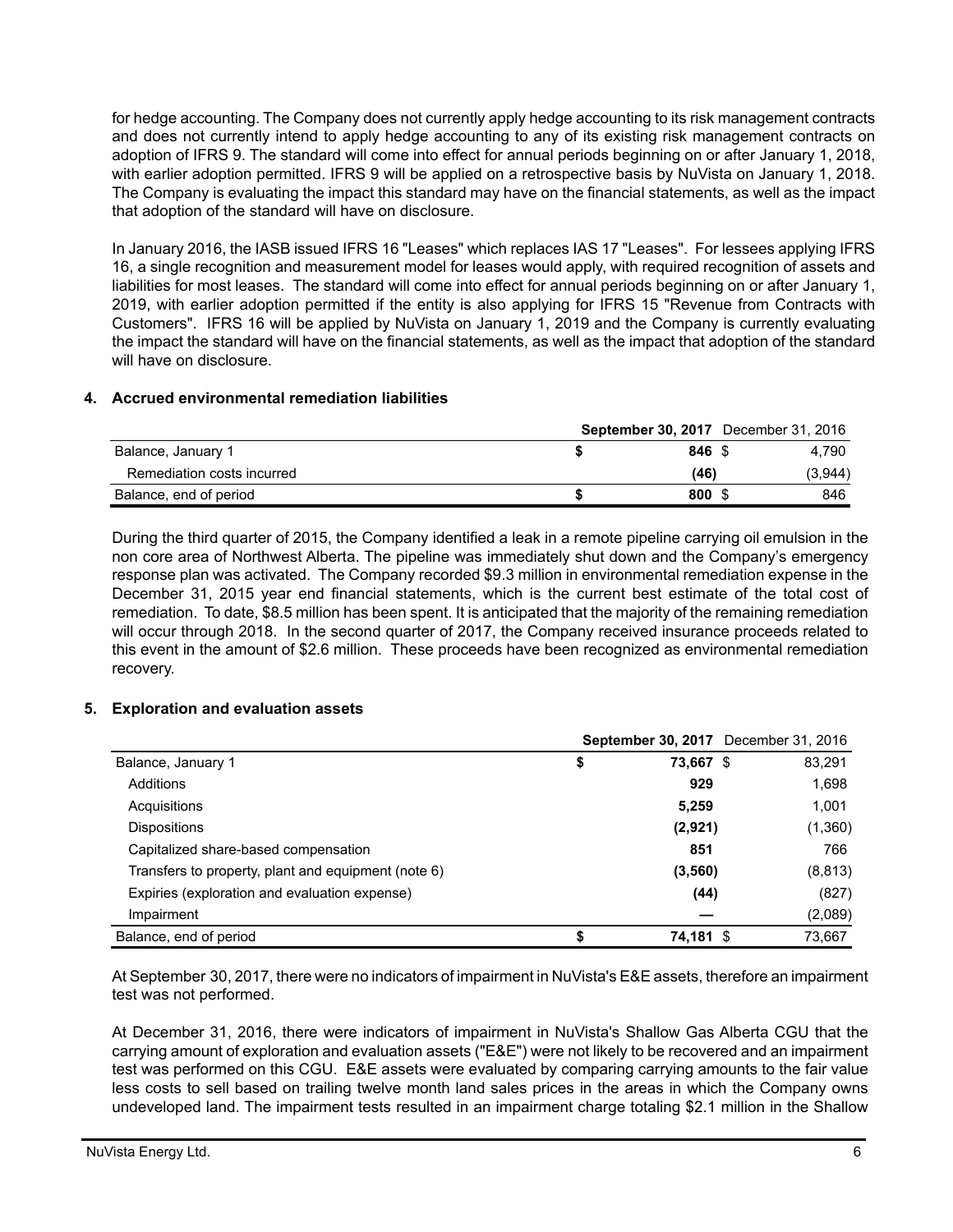for hedge accounting. The Company does not currently apply hedge accounting to its risk management contracts and does not currently intend to apply hedge accounting to any of its existing risk management contracts on adoption of IFRS 9. The standard will come into effect for annual periods beginning on or after January 1, 2018, with earlier adoption permitted. IFRS 9 will be applied on a retrospective basis by NuVista on January 1, 2018. The Company is evaluating the impact this standard may have on the financial statements, as well as the impact that adoption of the standard will have on disclosure.

In January 2016, the IASB issued IFRS 16 "Leases" which replaces IAS 17 "Leases". For lessees applying IFRS 16, a single recognition and measurement model for leases would apply, with required recognition of assets and liabilities for most leases. The standard will come into effect for annual periods beginning on or after January 1, 2019, with earlier adoption permitted if the entity is also applying for IFRS 15 "Revenue from Contracts with Customers". IFRS 16 will be applied by NuVista on January 1, 2019 and the Company is currently evaluating the impact the standard will have on the financial statements, as well as the impact that adoption of the standard will have on disclosure.

## 4. Accrued environmental remediation liabilities

| | **September 30, 2017** | December 31, 2016 |
|---|---|---|
| Balance, January 1 | **$ 846** | $ 4,790 |
| Remediation costs incurred | **(46)** | (3,944) |
| Balance, end of period | **$ 800** | $ 846 |

During the third quarter of 2015, the Company identified a leak in a remote pipeline carrying oil emulsion in the non core area of Northwest Alberta. The pipeline was immediately shut down and the Company's emergency response plan was activated. The Company recorded $9.3 million in environmental remediation expense in the December 31, 2015 year end financial statements, which is the current best estimate of the total cost of remediation. To date, $8.5 million has been spent. It is anticipated that the majority of the remaining remediation will occur through 2018. In the second quarter of 2017, the Company received insurance proceeds related to this event in the amount of $2.6 million. These proceeds have been recognized as environmental remediation recovery.

## 5. Exploration and evaluation assets

| | **September 30, 2017** | December 31, 2016 |
|---|---|---|
| Balance, January 1 | **$ 73,667** | $ 83,291 |
| Additions | **929** | 1,698 |
| Acquisitions | **5,259** | 1,001 |
| Dispositions | **(2,921)** | (1,360) |
| Capitalized share-based compensation | **851** | 766 |
| Transfers to property, plant and equipment (note 6) | **(3,560)** | (8,813) |
| Expiries (exploration and evaluation expense) | **(44)** | (827) |
| Impairment | **—** | (2,089) |
| Balance, end of period | **$ 74,181** | $ 73,667 |

At September 30, 2017, there were no indicators of impairment in NuVista's E&E assets, therefore an impairment test was not performed.

At December 31, 2016, there were indicators of impairment in NuVista's Shallow Gas Alberta CGU that the carrying amount of exploration and evaluation assets ("E&E") were not likely to be recovered and an impairment test was performed on this CGU. E&E assets were evaluated by comparing carrying amounts to the fair value less costs to sell based on trailing twelve month land sales prices in the areas in which the Company owns undeveloped land. The impairment tests resulted in an impairment charge totaling $2.1 million in the Shallow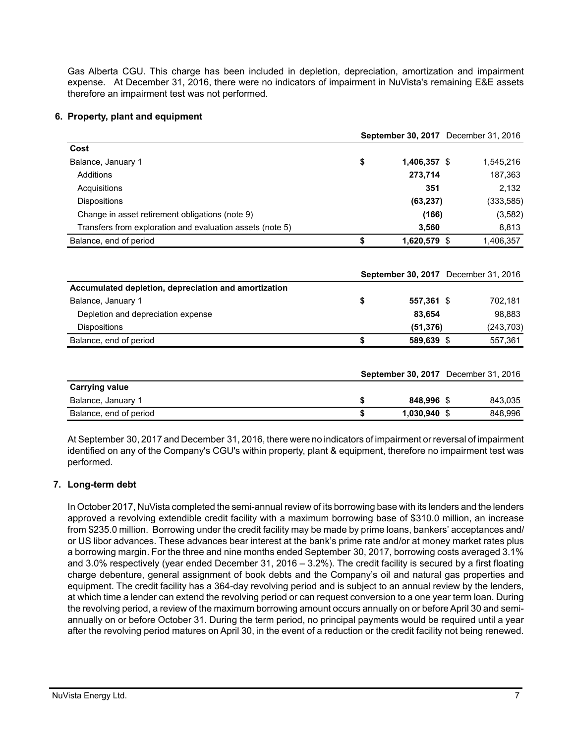Gas Alberta CGU. This charge has been included in depletion, depreciation, amortization and impairment expense. At December 31, 2016, there were no indicators of impairment in NuVista's remaining E&E assets therefore an impairment test was not performed.

## 6. Property, plant and equipment

| | **September 30, 2017** | December 31, 2016 |
|---|---|---|
| **Cost** | | |
| Balance, January 1 | **$ 1,406,357** | $ 1,545,216 |
| Additions | **273,714** | 187,363 |
| Acquisitions | **351** | 2,132 |
| Dispositions | **(63,237)** | (333,585) |
| Change in asset retirement obligations (note 9) | **(166)** | (3,582) |
| Transfers from exploration and evaluation assets (note 5) | **3,560** | 8,813 |
| Balance, end of period | **$ 1,620,579** | $ 1,406,357 |

| | **September 30, 2017** | December 31, 2016 |
|---|---|---|
| **Accumulated depletion, depreciation and amortization** | | |
| Balance, January 1 | **$ 557,361** | $ 702,181 |
| Depletion and depreciation expense | **83,654** | 98,883 |
| Dispositions | **(51,376)** | (243,703) |
| Balance, end of period | **$ 589,639** | $ 557,361 |

| | **September 30, 2017** | December 31, 2016 |
|---|---|---|
| **Carrying value** | | |
| Balance, January 1 | **$ 848,996** | $ 843,035 |
| Balance, end of period | **$ 1,030,940** | $ 848,996 |

At September 30, 2017 and December 31, 2016, there were no indicators of impairment or reversal of impairment identified on any of the Company's CGU's within property, plant & equipment, therefore no impairment test was performed.

## 7. Long-term debt

In October 2017, NuVista completed the semi-annual review of its borrowing base with its lenders and the lenders approved a revolving extendible credit facility with a maximum borrowing base of $310.0 million, an increase from $235.0 million. Borrowing under the credit facility may be made by prime loans, bankers' acceptances and/or US libor advances. These advances bear interest at the bank's prime rate and/or at money market rates plus a borrowing margin. For the three and nine months ended September 30, 2017, borrowing costs averaged 3.1% and 3.0% respectively (year ended December 31, 2016 – 3.2%). The credit facility is secured by a first floating charge debenture, general assignment of book debts and the Company's oil and natural gas properties and equipment. The credit facility has a 364-day revolving period and is subject to an annual review by the lenders, at which time a lender can extend the revolving period or can request conversion to a one year term loan. During the revolving period, a review of the maximum borrowing amount occurs annually on or before April 30 and semi-annually on or before October 31. During the term period, no principal payments would be required until a year after the revolving period matures on April 30, in the event of a reduction or the credit facility not being renewed.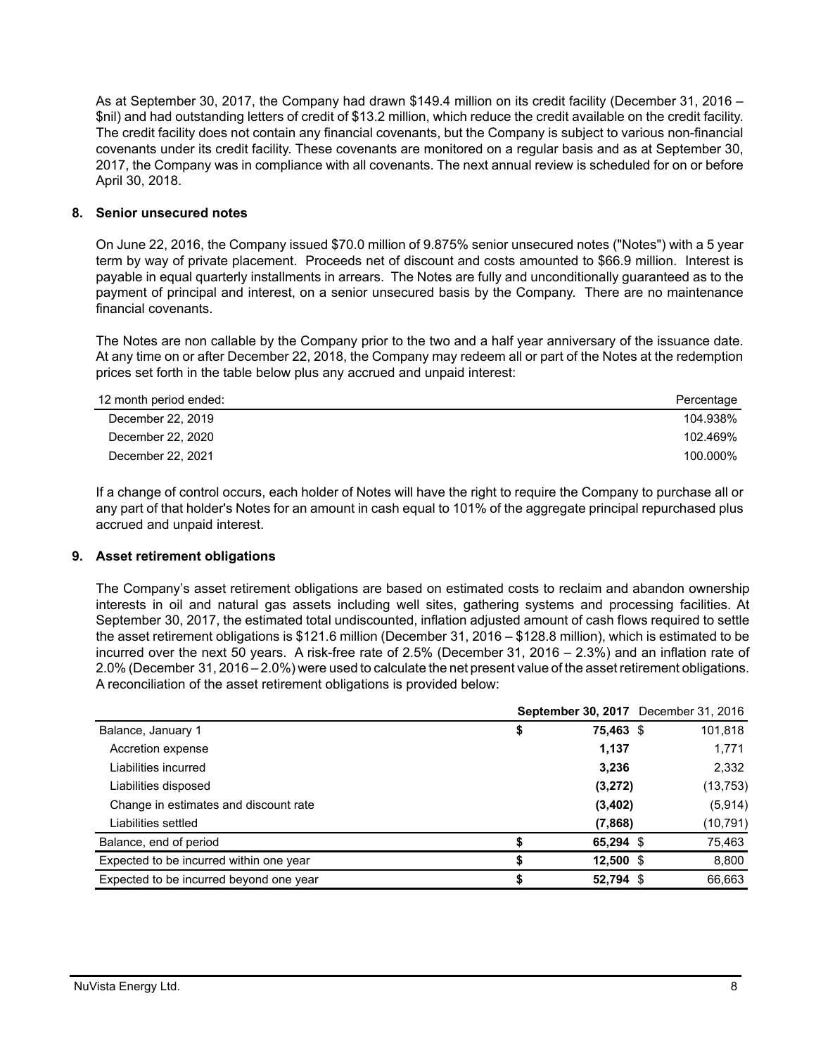As at September 30, 2017, the Company had drawn $149.4 million on its credit facility (December 31, 2016 – $nil) and had outstanding letters of credit of $13.2 million, which reduce the credit available on the credit facility. The credit facility does not contain any financial covenants, but the Company is subject to various non-financial covenants under its credit facility. These covenants are monitored on a regular basis and as at September 30, 2017, the Company was in compliance with all covenants. The next annual review is scheduled for on or before April 30, 2018.

## 8. Senior unsecured notes

On June 22, 2016, the Company issued $70.0 million of 9.875% senior unsecured notes ("Notes") with a 5 year term by way of private placement. Proceeds net of discount and costs amounted to $66.9 million. Interest is payable in equal quarterly installments in arrears. The Notes are fully and unconditionally guaranteed as to the payment of principal and interest, on a senior unsecured basis by the Company. There are no maintenance financial covenants.

The Notes are non callable by the Company prior to the two and a half year anniversary of the issuance date. At any time on or after December 22, 2018, the Company may redeem all or part of the Notes at the redemption prices set forth in the table below plus any accrued and unpaid interest:

| 12 month period ended: | Percentage |
|---|---|
| December 22, 2019 | 104.938% |
| December 22, 2020 | 102.469% |
| December 22, 2021 | 100.000% |

If a change of control occurs, each holder of Notes will have the right to require the Company to purchase all or any part of that holder's Notes for an amount in cash equal to 101% of the aggregate principal repurchased plus accrued and unpaid interest.

## 9. Asset retirement obligations

The Company's asset retirement obligations are based on estimated costs to reclaim and abandon ownership interests in oil and natural gas assets including well sites, gathering systems and processing facilities. At September 30, 2017, the estimated total undiscounted, inflation adjusted amount of cash flows required to settle the asset retirement obligations is $121.6 million (December 31, 2016 – $128.8 million), which is estimated to be incurred over the next 50 years. A risk-free rate of 2.5% (December 31, 2016 – 2.3%) and an inflation rate of 2.0% (December 31, 2016 – 2.0%) were used to calculate the net present value of the asset retirement obligations. A reconciliation of the asset retirement obligations is provided below:

| | **September 30, 2017** | December 31, 2016 |
|---|---|---|
| Balance, January 1 | **$ 75,463** | $ 101,818 |
| Accretion expense | **1,137** | 1,771 |
| Liabilities incurred | **3,236** | 2,332 |
| Liabilities disposed | **(3,272)** | (13,753) |
| Change in estimates and discount rate | **(3,402)** | (5,914) |
| Liabilities settled | **(7,868)** | (10,791) |
| Balance, end of period | **$ 65,294** | $ 75,463 |
| Expected to be incurred within one year | **$ 12,500** | $ 8,800 |
| Expected to be incurred beyond one year | **$ 52,794** | $ 66,663 |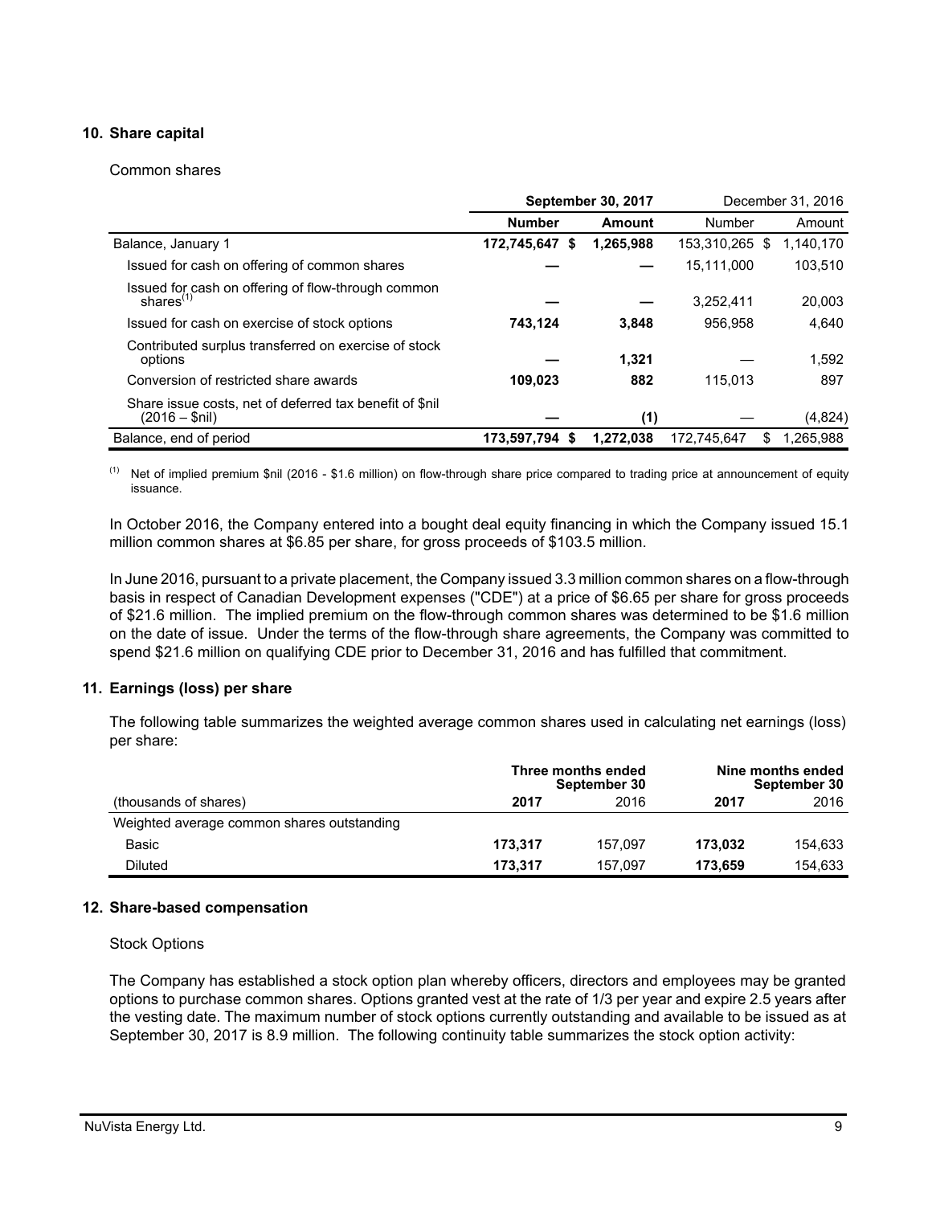## 10. Share capital

Common shares

| | September 30, 2017 | | December 31, 2016 | |
|---|---|---|---|---|
| | **Number** | **Amount** | Number | Amount |
| Balance, January 1 | **172,745,647** | **$ 1,265,988** | 153,310,265 | $ 1,140,170 |
| Issued for cash on offering of common shares | **—** | **—** | 15,111,000 | 103,510 |
| Issued for cash on offering of flow-through common shares[1] | **—** | **—** | 3,252,411 | 20,003 |
| Issued for cash on exercise of stock options | **743,124** | **3,848** | 956,958 | 4,640 |
| Contributed surplus transferred on exercise of stock options | **—** | **1,321** | — | 1,592 |
| Conversion of restricted share awards | **109,023** | **882** | 115,013 | 897 |
| Share issue costs, net of deferred tax benefit of $nil (2016 – $nil) | **—** | **(1)** | — | (4,824) |
| Balance, end of period | **173,597,794** | **$ 1,272,038** | 172,745,647 | $ 1,265,988 |

[1] Net of implied premium $nil (2016 - $1.6 million) on flow-through share price compared to trading price at announcement of equity issuance.

In October 2016, the Company entered into a bought deal equity financing in which the Company issued 15.1 million common shares at $6.85 per share, for gross proceeds of $103.5 million.

In June 2016, pursuant to a private placement, the Company issued 3.3 million common shares on a flow-through basis in respect of Canadian Development expenses ("CDE") at a price of $6.65 per share for gross proceeds of $21.6 million. The implied premium on the flow-through common shares was determined to be $1.6 million on the date of issue. Under the terms of the flow-through share agreements, the Company was committed to spend $21.6 million on qualifying CDE prior to December 31, 2016 and has fulfilled that commitment.

## 11. Earnings (loss) per share

The following table summarizes the weighted average common shares used in calculating net earnings (loss) per share:

| | Three months ended September 30 | | Nine months ended September 30 | |
|---|---|---|---|---|
| (thousands of shares) | **2017** | 2016 | **2017** | 2016 |
| Weighted average common shares outstanding | | | | |
| Basic | **173,317** | 157,097 | **173,032** | 154,633 |
| Diluted | **173,317** | 157,097 | **173,659** | 154,633 |

## 12. Share-based compensation

Stock Options

The Company has established a stock option plan whereby officers, directors and employees may be granted options to purchase common shares. Options granted vest at the rate of 1/3 per year and expire 2.5 years after the vesting date. The maximum number of stock options currently outstanding and available to be issued as at September 30, 2017 is 8.9 million. The following continuity table summarizes the stock option activity: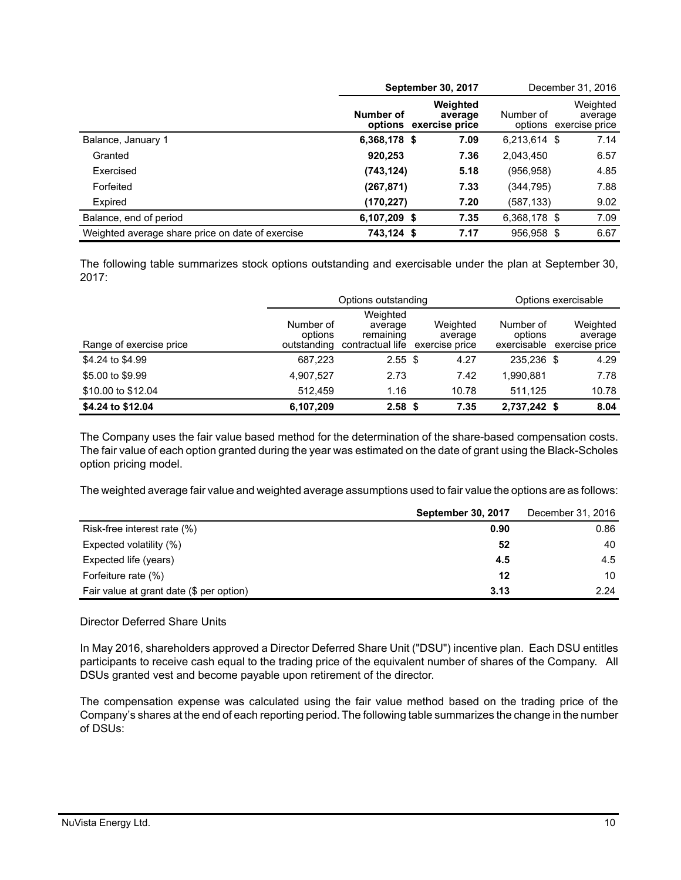| | **September 30, 2017** | | December 31, 2016 | |
|---|---|---|---|---|
| | **Number of options** | **Weighted average exercise price** | Number of options | Weighted average exercise price |
| Balance, January 1 | **6,368,178** | **$ 7.09** | 6,213,614 | $ 7.14 |
| Granted | **920,253** | **7.36** | 2,043,450 | 6.57 |
| Exercised | **(743,124)** | **5.18** | (956,958) | 4.85 |
| Forfeited | **(267,871)** | **7.33** | (344,795) | 7.88 |
| Expired | **(170,227)** | **7.20** | (587,133) | 9.02 |
| Balance, end of period | **6,107,209** | **$ 7.35** | 6,368,178 | $ 7.09 |
| Weighted average share price on date of exercise | **743,124** | **$ 7.17** | 956,958 | $ 6.67 |

The following table summarizes stock options outstanding and exercisable under the plan at September 30, 2017:

| | Options outstanding | | | Options exercisable | |
|---|---|---|---|---|---|
| Range of exercise price | Number of options outstanding | Weighted average remaining contractual life | Weighted average exercise price | Number of options exercisable | Weighted average exercise price |
| $4.24 to $4.99 | 687,223 | 2.55 | $ 4.27 | 235,236 | $ 4.29 |
| $5.00 to $9.99 | 4,907,527 | 2.73 | 7.42 | 1,990,881 | 7.78 |
| $10.00 to $12.04 | 512,459 | 1.16 | 10.78 | 511,125 | 10.78 |
| **$4.24 to $12.04** | **6,107,209** | **2.58** | **$ 7.35** | **2,737,242** | **$ 8.04** |

The Company uses the fair value based method for the determination of the share-based compensation costs. The fair value of each option granted during the year was estimated on the date of grant using the Black-Scholes option pricing model.

The weighted average fair value and weighted average assumptions used to fair value the options are as follows:

| | **September 30, 2017** | December 31, 2016 |
|---|---|---|
| Risk-free interest rate (%) | **0.90** | 0.86 |
| Expected volatility (%) | **52** | 40 |
| Expected life (years) | **4.5** | 4.5 |
| Forfeiture rate (%) | **12** | 10 |
| Fair value at grant date ($ per option) | **3.13** | 2.24 |

Director Deferred Share Units

In May 2016, shareholders approved a Director Deferred Share Unit ("DSU") incentive plan. Each DSU entitles participants to receive cash equal to the trading price of the equivalent number of shares of the Company. All DSUs granted vest and become payable upon retirement of the director.

The compensation expense was calculated using the fair value method based on the trading price of the Company's shares at the end of each reporting period. The following table summarizes the change in the number of DSUs: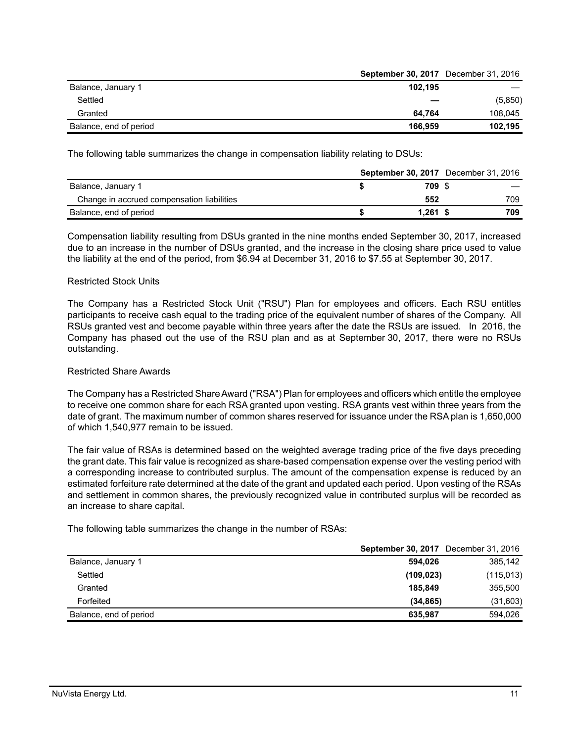| | September 30, 2017 | December 31, 2016 |
|---|---|---|
| Balance, January 1 | **102,195** | — |
| Settled | **—** | (5,850) |
| Granted | **64,764** | 108,045 |
| Balance, end of period | **166,959** | **102,195** |

The following table summarizes the change in compensation liability relating to DSUs:

| | September 30, 2017 | December 31, 2016 |
|---|---|---|
| Balance, January 1 | **$ 709** | $ — |
| Change in accrued compensation liabilities | **552** | 709 |
| Balance, end of period | **$ 1,261** | **$ 709** |

Compensation liability resulting from DSUs granted in the nine months ended September 30, 2017, increased due to an increase in the number of DSUs granted, and the increase in the closing share price used to value the liability at the end of the period, from $6.94 at December 31, 2016 to $7.55 at September 30, 2017.

Restricted Stock Units

The Company has a Restricted Stock Unit ("RSU") Plan for employees and officers. Each RSU entitles participants to receive cash equal to the trading price of the equivalent number of shares of the Company. All RSUs granted vest and become payable within three years after the date the RSUs are issued. In 2016, the Company has phased out the use of the RSU plan and as at September 30, 2017, there were no RSUs outstanding.

Restricted Share Awards

The Company has a Restricted Share Award ("RSA") Plan for employees and officers which entitle the employee to receive one common share for each RSA granted upon vesting. RSA grants vest within three years from the date of grant. The maximum number of common shares reserved for issuance under the RSA plan is 1,650,000 of which 1,540,977 remain to be issued.

The fair value of RSAs is determined based on the weighted average trading price of the five days preceding the grant date. This fair value is recognized as share-based compensation expense over the vesting period with a corresponding increase to contributed surplus. The amount of the compensation expense is reduced by an estimated forfeiture rate determined at the date of the grant and updated each period. Upon vesting of the RSAs and settlement in common shares, the previously recognized value in contributed surplus will be recorded as an increase to share capital.

The following table summarizes the change in the number of RSAs:

| | September 30, 2017 | December 31, 2016 |
|---|---|---|
| Balance, January 1 | **594,026** | 385,142 |
| Settled | **(109,023)** | (115,013) |
| Granted | **185,849** | 355,500 |
| Forfeited | **(34,865)** | (31,603) |
| Balance, end of period | **635,987** | 594,026 |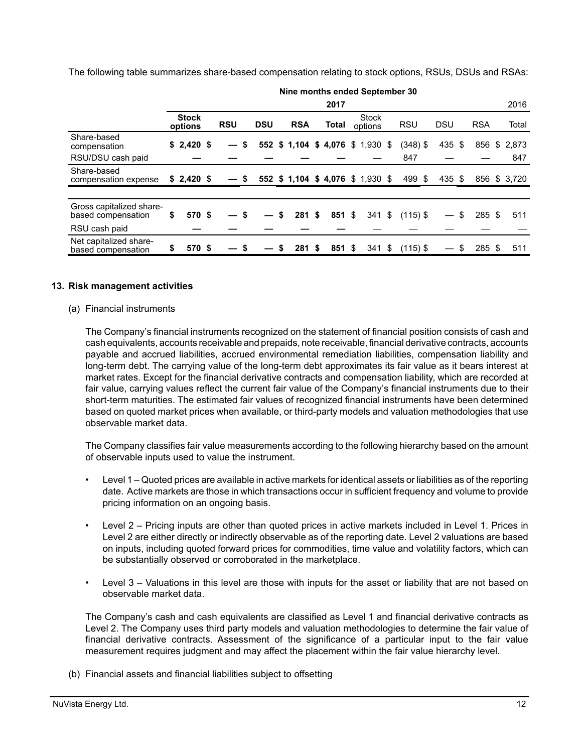The following table summarizes share-based compensation relating to stock options, RSUs, DSUs and RSAs:

| | Nine months ended September 30 | | | | | | | | | |
|---|---|---|---|---|---|---|---|---|---|---|
| | | | | | **2017** | | | | | 2016 |
| | **Stock options** | **RSU** | **DSU** | **RSA** | **Total** | Stock options | RSU | DSU | RSA | Total |
| Share-based compensation | **$ 2,420** | **$ —** | **$ 552** | **$ 1,104** | **$ 4,076** | $ 1,930 | $ (348) | $ 435 | $ 856 | $ 2,873 |
| RSU/DSU cash paid | **—** | **—** | **—** | **—** | **—** | — | 847 | — | — | 847 |
| Share-based compensation expense | **$ 2,420** | **$ —** | **$ 552** | **$ 1,104** | **$ 4,076** | $ 1,930 | $ 499 | $ 435 | $ 856 | $ 3,720 |
| | | | | | | | | | | |
| Gross capitalized share-based compensation | **$ 570** | **$ —** | **$ —** | **$ 281** | **$ 851** | $ 341 | $ (115) | $ — | $ 285 | $ 511 |
| RSU cash paid | **—** | **—** | **—** | **—** | **—** | — | — | — | — | — |
| Net capitalized share-based compensation | **$ 570** | **$ —** | **$ —** | **$ 281** | **$ 851** | $ 341 | $ (115) | $ — | $ 285 | $ 511 |

## 13. Risk management activities

(a) Financial instruments

The Company's financial instruments recognized on the statement of financial position consists of cash and cash equivalents, accounts receivable and prepaids, note receivable, financial derivative contracts, accounts payable and accrued liabilities, accrued environmental remediation liabilities, compensation liability and long-term debt. The carrying value of the long-term debt approximates its fair value as it bears interest at market rates. Except for the financial derivative contracts and compensation liability, which are recorded at fair value, carrying values reflect the current fair value of the Company's financial instruments due to their short-term maturities. The estimated fair values of recognized financial instruments have been determined based on quoted market prices when available, or third-party models and valuation methodologies that use observable market data.

The Company classifies fair value measurements according to the following hierarchy based on the amount of observable inputs used to value the instrument.

- Level 1 – Quoted prices are available in active markets for identical assets or liabilities as of the reporting date. Active markets are those in which transactions occur in sufficient frequency and volume to provide pricing information on an ongoing basis.
- Level 2 – Pricing inputs are other than quoted prices in active markets included in Level 1. Prices in Level 2 are either directly or indirectly observable as of the reporting date. Level 2 valuations are based on inputs, including quoted forward prices for commodities, time value and volatility factors, which can be substantially observed or corroborated in the marketplace.
- Level 3 – Valuations in this level are those with inputs for the asset or liability that are not based on observable market data.

The Company's cash and cash equivalents are classified as Level 1 and financial derivative contracts as Level 2. The Company uses third party models and valuation methodologies to determine the fair value of financial derivative contracts. Assessment of the significance of a particular input to the fair value measurement requires judgment and may affect the placement within the fair value hierarchy level.

(b) Financial assets and financial liabilities subject to offsetting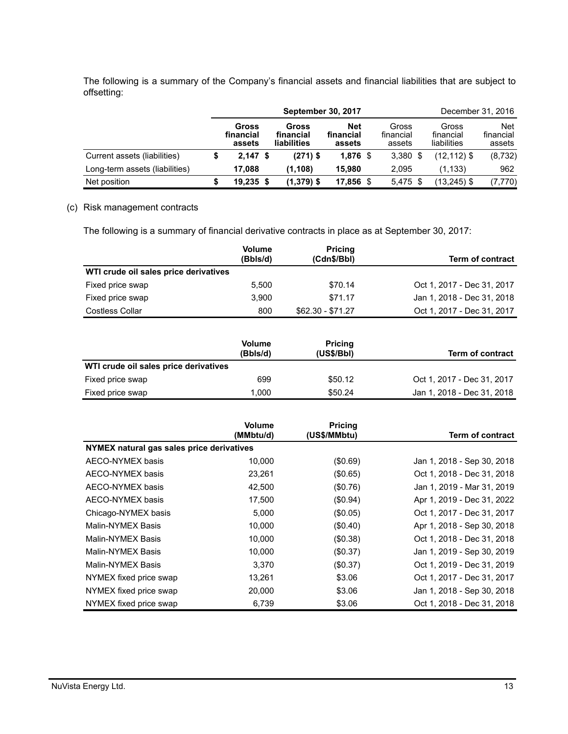The following is a summary of the Company's financial assets and financial liabilities that are subject to offsetting:

| | September 30, 2017 | | | December 31, 2016 | | |
|---|---|---|---|---|---|---|
| | **Gross financial assets** | **Gross financial liabilities** | **Net financial assets** | Gross financial assets | Gross financial liabilities | Net financial assets |
| Current assets (liabilities) | **$ 2,147** | **$ (271)** | **$ 1,876** | $ 3,380 | $ (12,112) | $ (8,732) |
| Long-term assets (liabilities) | **17,088** | **(1,108)** | **15,980** | 2,095 | (1,133) | 962 |
| Net position | **$ 19,235** | **$ (1,379)** | **$ 17,856** | $ 5,475 | $ (13,245) | $ (7,770) |

(c) Risk management contracts

The following is a summary of financial derivative contracts in place as at September 30, 2017:

| | **Volume (Bbls/d)** | **Pricing (Cdn$/Bbl)** | **Term of contract** |
|---|---|---|---|
| **WTI crude oil sales price derivatives** | | | |
| Fixed price swap | 5,500 | $70.14 | Oct 1, 2017 - Dec 31, 2017 |
| Fixed price swap | 3,900 | $71.17 | Jan 1, 2018 - Dec 31, 2018 |
| Costless Collar | 800 | $62.30 - $71.27 | Oct 1, 2017 - Dec 31, 2017 |

| | **Volume (Bbls/d)** | **Pricing (US$/Bbl)** | **Term of contract** |
|---|---|---|---|
| **WTI crude oil sales price derivatives** | | | |
| Fixed price swap | 699 | $50.12 | Oct 1, 2017 - Dec 31, 2017 |
| Fixed price swap | 1,000 | $50.24 | Jan 1, 2018 - Dec 31, 2018 |

| | **Volume (MMbtu/d)** | **Pricing (US$/MMbtu)** | **Term of contract** |
|---|---|---|---|
| **NYMEX natural gas sales price derivatives** | | | |
| AECO-NYMEX basis | 10,000 | ($0.69) | Jan 1, 2018 - Sep 30, 2018 |
| AECO-NYMEX basis | 23,261 | ($0.65) | Oct 1, 2018 - Dec 31, 2018 |
| AECO-NYMEX basis | 42,500 | ($0.76) | Jan 1, 2019 - Mar 31, 2019 |
| AECO-NYMEX basis | 17,500 | ($0.94) | Apr 1, 2019 - Dec 31, 2022 |
| Chicago-NYMEX basis | 5,000 | ($0.05) | Oct 1, 2017 - Dec 31, 2017 |
| Malin-NYMEX Basis | 10,000 | ($0.40) | Apr 1, 2018 - Sep 30, 2018 |
| Malin-NYMEX Basis | 10,000 | ($0.38) | Oct 1, 2018 - Dec 31, 2018 |
| Malin-NYMEX Basis | 10,000 | ($0.37) | Jan 1, 2019 - Sep 30, 2019 |
| Malin-NYMEX Basis | 3,370 | ($0.37) | Oct 1, 2019 - Dec 31, 2019 |
| NYMEX fixed price swap | 13,261 | $3.06 | Oct 1, 2017 - Dec 31, 2017 |
| NYMEX fixed price swap | 20,000 | $3.06 | Jan 1, 2018 - Sep 30, 2018 |
| NYMEX fixed price swap | 6,739 | $3.06 | Oct 1, 2018 - Dec 31, 2018 |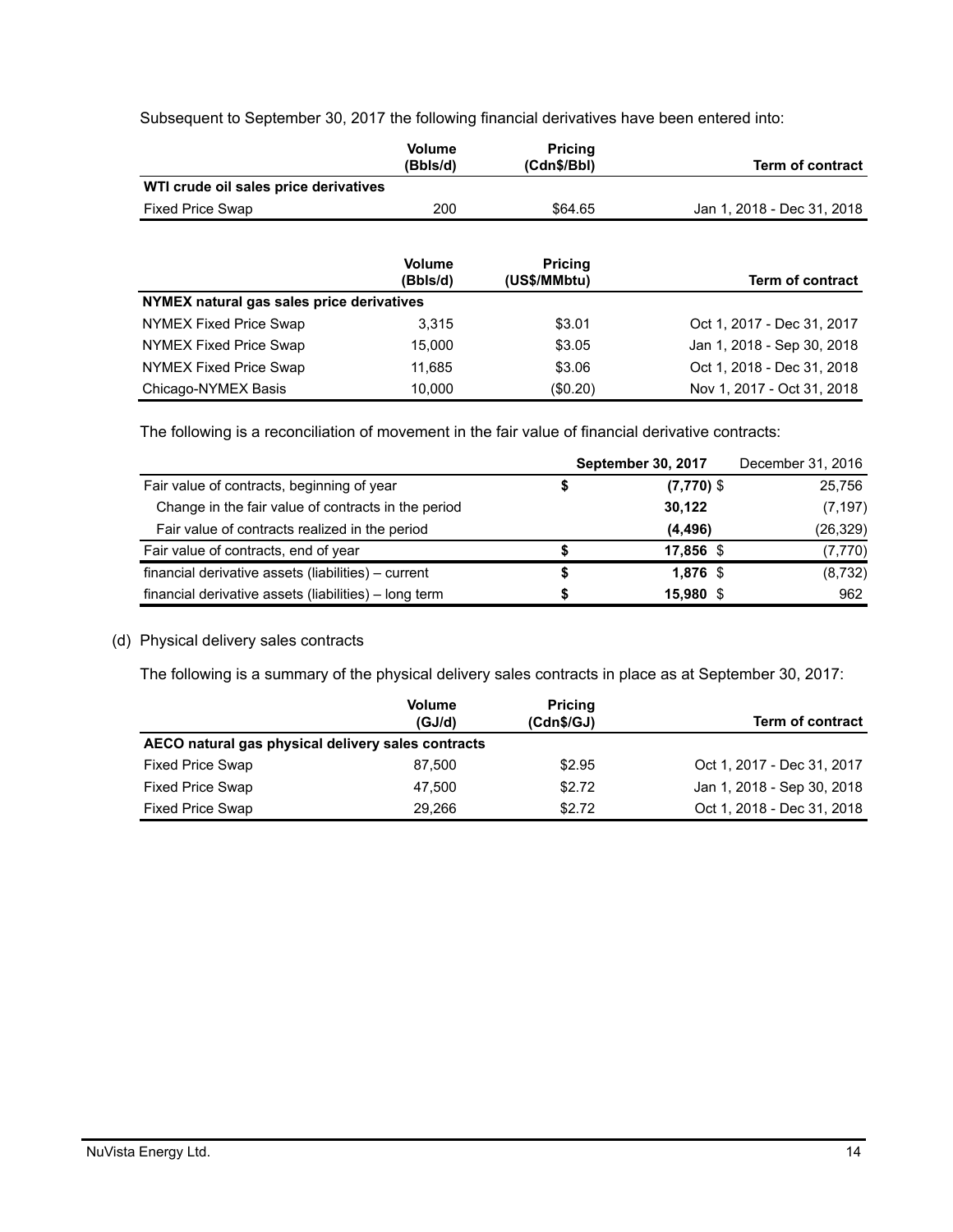Subsequent to September 30, 2017 the following financial derivatives have been entered into:

| | Volume (Bbls/d) | Pricing (Cdn$/Bbl) | Term of contract |
|---|---|---|---|
| **WTI crude oil sales price derivatives** | | | |
| Fixed Price Swap | 200 | $64.65 | Jan 1, 2018 - Dec 31, 2018 |

| | Volume (Bbls/d) | Pricing (US$/MMbtu) | Term of contract |
|---|---|---|---|
| **NYMEX natural gas sales price derivatives** | | | |
| NYMEX Fixed Price Swap | 3,315 | $3.01 | Oct 1, 2017 - Dec 31, 2017 |
| NYMEX Fixed Price Swap | 15,000 | $3.05 | Jan 1, 2018 - Sep 30, 2018 |
| NYMEX Fixed Price Swap | 11,685 | $3.06 | Oct 1, 2018 - Dec 31, 2018 |
| Chicago-NYMEX Basis | 10,000 | ($0.20) | Nov 1, 2017 - Oct 31, 2018 |

The following is a reconciliation of movement in the fair value of financial derivative contracts:

| | September 30, 2017 | December 31, 2016 |
|---|---|---|
| Fair value of contracts, beginning of year | $ (7,770) | $ 25,756 |
| Change in the fair value of contracts in the period | 30,122 | (7,197) |
| Fair value of contracts realized in the period | (4,496) | (26,329) |
| Fair value of contracts, end of year | $ 17,856 | $ (7,770) |
| financial derivative assets (liabilities) – current | $ 1,876 | $ (8,732) |
| financial derivative assets (liabilities) – long term | $ 15,980 | $ 962 |

(d) Physical delivery sales contracts

The following is a summary of the physical delivery sales contracts in place as at September 30, 2017:

| | Volume (GJ/d) | Pricing (Cdn$/GJ) | Term of contract |
|---|---|---|---|
| **AECO natural gas physical delivery sales contracts** | | | |
| Fixed Price Swap | 87,500 | $2.95 | Oct 1, 2017 - Dec 31, 2017 |
| Fixed Price Swap | 47,500 | $2.72 | Jan 1, 2018 - Sep 30, 2018 |
| Fixed Price Swap | 29,266 | $2.72 | Oct 1, 2018 - Dec 31, 2018 |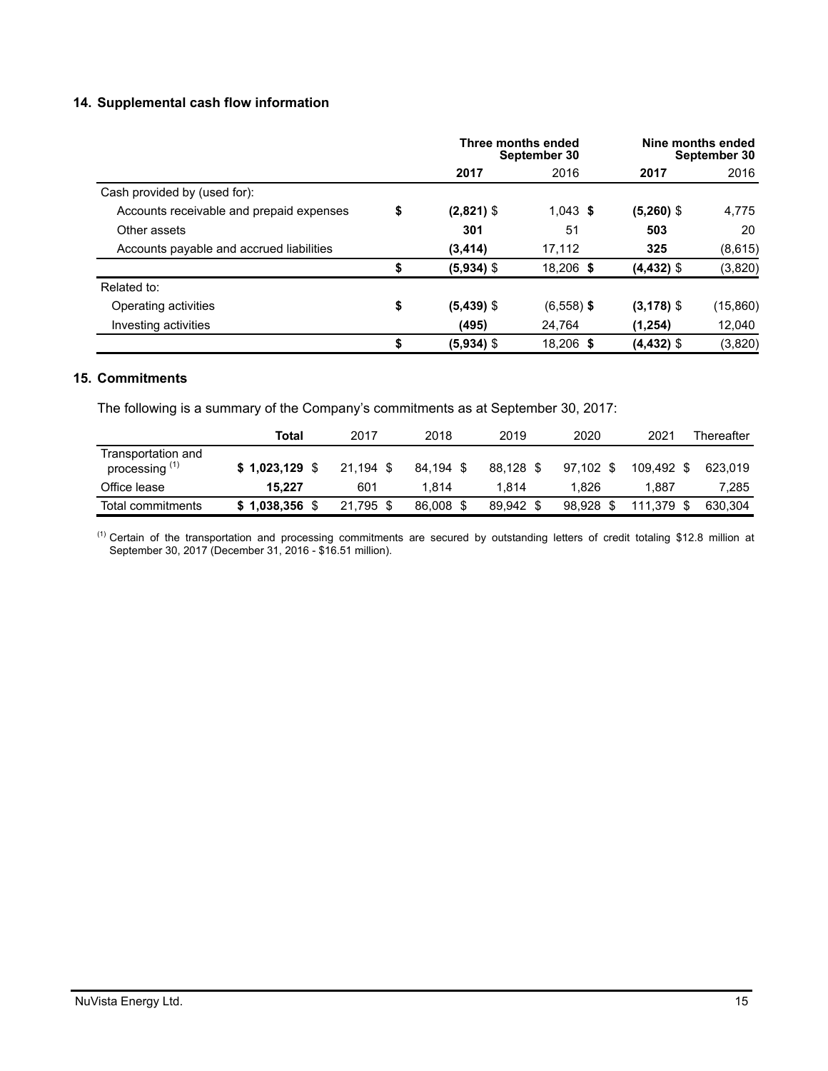## 14. Supplemental cash flow information

| | Three months ended September 30 | | Nine months ended September 30 | |
|---|---|---|---|---|
| | **2017** | 2016 | **2017** | 2016 |
| Cash provided by (used for): | | | | |
| Accounts receivable and prepaid expenses | **$ (2,821)** | $ 1,043 | **$ (5,260)** | $ 4,775 |
| Other assets | **301** | 51 | **503** | 20 |
| Accounts payable and accrued liabilities | **(3,414)** | 17,112 | **325** | (8,615) |
| | **$ (5,934)** | $ 18,206 | **$ (4,432)** | $ (3,820) |
| Related to: | | | | |
| Operating activities | **$ (5,439)** | $ (6,558) | **$ (3,178)** | $ (15,860) |
| Investing activities | **(495)** | 24,764 | **(1,254)** | 12,040 |
| | **$ (5,934)** | $ 18,206 | **$ (4,432)** | $ (3,820) |

## 15. Commitments

The following is a summary of the Company's commitments as at September 30, 2017:

| | Total | 2017 | 2018 | 2019 | 2020 | 2021 | Thereafter |
|---|---|---|---|---|---|---|---|
| Transportation and processing [1] | **$ 1,023,129** | $ 21,194 | $ 84,194 | $ 88,128 | $ 97,102 | $ 109,492 | $ 623,019 |
| Office lease | **15,227** | 601 | 1,814 | 1,814 | 1,826 | 1,887 | 7,285 |
| Total commitments | **$ 1,038,356** | $ 21,795 | $ 86,008 | $ 89,942 | $ 98,928 | $ 111,379 | $ 630,304 |

[1] Certain of the transportation and processing commitments are secured by outstanding letters of credit totaling $12.8 million at September 30, 2017 (December 31, 2016 - $16.51 million).